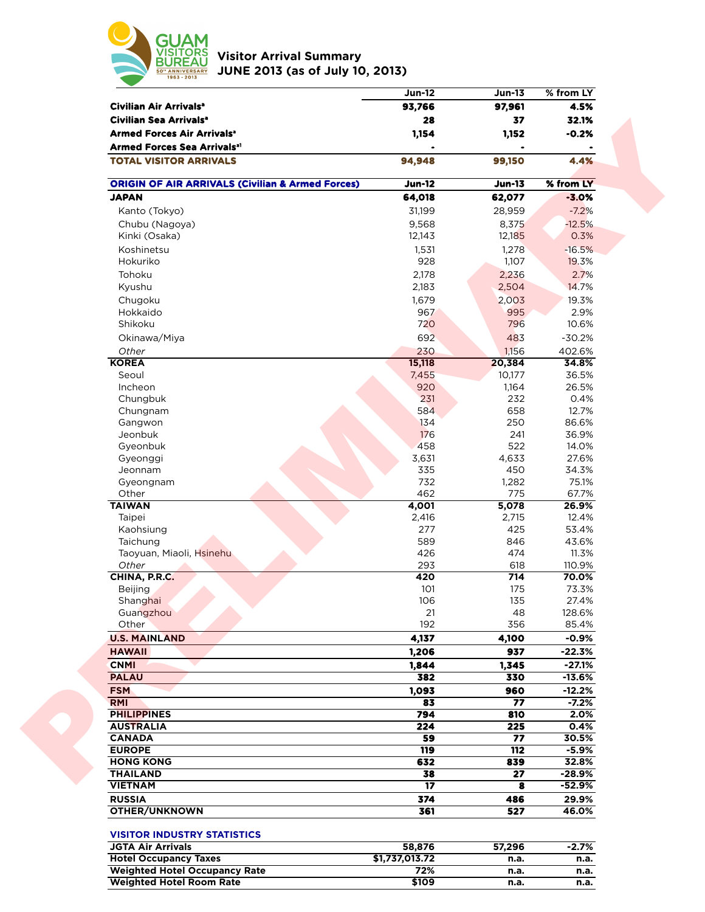# Visitor Arrival Summary
## JUNE 2013 (as of July 10, 2013)

| | Jun-12 | Jun-13 | % from LY |
|---|---|---|---|
| **Civilian Air Arrivals[a]** | **93,766** | **97,961** | **4.5%** |
| **Civilian Sea Arrivals[a]** | **28** | **37** | **32.1%** |
| **Armed Forces Air Arrivals[a]** | **1,154** | **1,152** | **-0.2%** |
| **Armed Forces Sea Arrivals[a1]** | **-** | **-** | **-** |
| **TOTAL VISITOR ARRIVALS** | **94,948** | **99,150** | **4.4%** |

| ORIGIN OF AIR ARRIVALS (Civilian & Armed Forces) | Jun-12 | Jun-13 | % from LY |
|---|---|---|---|
| **JAPAN** | **64,018** | **62,077** | **-3.0%** |
| Kanto (Tokyo) | 31,199 | 28,959 | -7.2% |
| Chubu (Nagoya) | 9,568 | 8,375 | -12.5% |
| Kinki (Osaka) | 12,143 | 12,185 | 0.3% |
| Koshinetsu | 1,531 | 1,278 | -16.5% |
| Hokuriko | 928 | 1,107 | 19.3% |
| Tohoku | 2,178 | 2,236 | 2.7% |
| Kyushu | 2,183 | 2,504 | 14.7% |
| Chugoku | 1,679 | 2,003 | 19.3% |
| Hokkaido | 967 | 995 | 2.9% |
| Shikoku | 720 | 796 | 10.6% |
| Okinawa/Miya | 692 | 483 | -30.2% |
| *Other* | 230 | 1,156 | 402.6% |
| **KOREA** | **15,118** | **20,384** | **34.8%** |
| Seoul | 7,455 | 10,177 | 36.5% |
| Incheon | 920 | 1,164 | 26.5% |
| Chungbuk | 231 | 232 | 0.4% |
| Chungnam | 584 | 658 | 12.7% |
| Gangwon | 134 | 250 | 86.6% |
| Jeonbuk | 176 | 241 | 36.9% |
| Gyeonbuk | 458 | 522 | 14.0% |
| Gyeonggi | 3,631 | 4,633 | 27.6% |
| Jeonnam | 335 | 450 | 34.3% |
| Gyeongnam | 732 | 1,282 | 75.1% |
| Other | 462 | 775 | 67.7% |
| **TAIWAN** | **4,001** | **5,078** | **26.9%** |
| Taipei | 2,416 | 2,715 | 12.4% |
| Kaohsiung | 277 | 425 | 53.4% |
| Taichung | 589 | 846 | 43.6% |
| Taoyuan, Miaoli, Hsinehu | 426 | 474 | 11.3% |
| *Other* | 293 | 618 | 110.9% |
| **CHINA, P.R.C.** | **420** | **714** | **70.0%** |
| Beijing | 101 | 175 | 73.3% |
| Shanghai | 106 | 135 | 27.4% |
| Guangzhou | 21 | 48 | 128.6% |
| Other | 192 | 356 | 85.4% |
| **U.S. MAINLAND** | **4,137** | **4,100** | **-0.9%** |
| **HAWAII** | **1,206** | **937** | **-22.3%** |
| **CNMI** | **1,844** | **1,345** | **-27.1%** |
| **PALAU** | **382** | **330** | **-13.6%** |
| **FSM** | **1,093** | **960** | **-12.2%** |
| **RMI** | **83** | **77** | **-7.2%** |
| **PHILIPPINES** | **794** | **810** | **2.0%** |
| **AUSTRALIA** | **224** | **225** | **0.4%** |
| **CANADA** | **59** | **77** | **30.5%** |
| **EUROPE** | **119** | **112** | **-5.9%** |
| **HONG KONG** | **632** | **839** | **32.8%** |
| **THAILAND** | **38** | **27** | **-28.9%** |
| **VIETNAM** | **17** | **8** | **-52.9%** |
| **RUSSIA** | **374** | **486** | **29.9%** |
| **OTHER/UNKNOWN** | **361** | **527** | **46.0%** |

### VISITOR INDUSTRY STATISTICS

| | | | |
|---|---|---|---|
| **JGTA Air Arrivals** | **58,876** | **57,296** | **-2.7%** |
| **Hotel Occupancy Taxes** | **$1,737,013.72** | **n.a.** | **n.a.** |
| **Weighted Hotel Occupancy Rate** | **72%** | **n.a.** | **n.a.** |
| **Weighted Hotel Room Rate** | **$109** | **n.a.** | **n.a.** |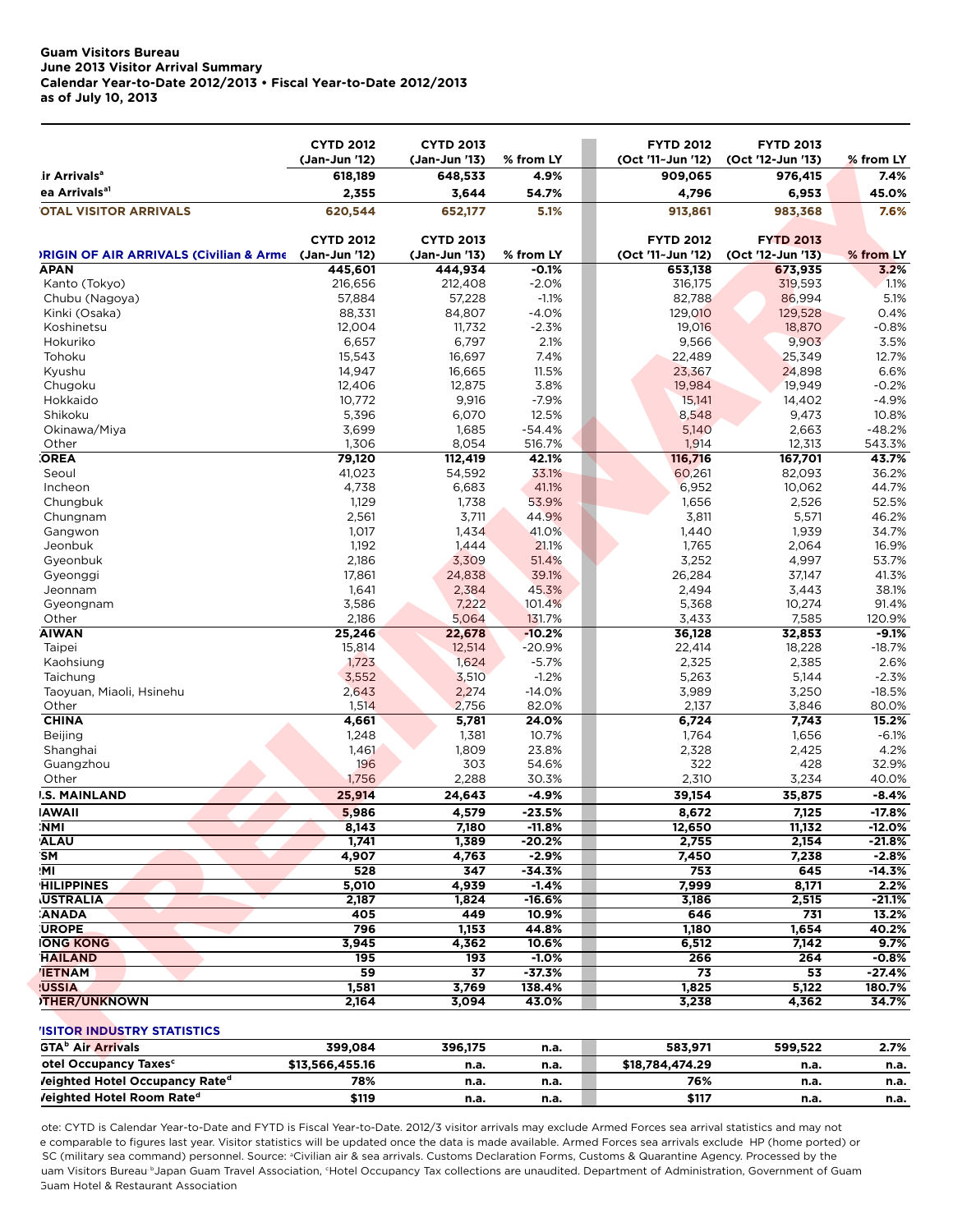**Guam Visitors Bureau**
**June 2013 Visitor Arrival Summary**
**Calendar Year-to-Date 2012/2013 • Fiscal Year-to-Date 2012/2013**
**as of July 10, 2013**

| | CYTD 2012 (Jan-Jun '12) | CYTD 2013 (Jan-Jun '13) | % from LY | FYTD 2012 (Oct '11-Jun '12) | FYTD 2013 (Oct '12-Jun '13) | % from LY |
|---|---|---|---|---|---|---|
| **Air Arrivals**[a] | **618,189** | **648,533** | **4.9%** | **909,065** | **976,415** | **7.4%** |
| **Sea Arrivals**[a1] | **2,355** | **3,644** | **54.7%** | **4,796** | **6,953** | **45.0%** |
| **TOTAL VISITOR ARRIVALS** | **620,544** | **652,177** | **5.1%** | **913,861** | **983,368** | **7.6%** |

| ORIGIN OF AIR ARRIVALS (Civilian & Armed Forces) | CYTD 2012 (Jan-Jun '12) | CYTD 2013 (Jan-Jun '13) | % from LY | FYTD 2012 (Oct '11-Jun '12) | FYTD 2013 (Oct '12-Jun '13) | % from LY |
|---|---|---|---|---|---|---|
| **JAPAN** | **445,601** | **444,934** | **-0.1%** | **653,138** | **673,935** | **3.2%** |
| Kanto (Tokyo) | 216,656 | 212,408 | -2.0% | 316,175 | 319,593 | 1.1% |
| Chubu (Nagoya) | 57,884 | 57,228 | -1.1% | 82,788 | 86,994 | 5.1% |
| Kinki (Osaka) | 88,331 | 84,807 | -4.0% | 129,010 | 129,528 | 0.4% |
| Koshinetsu | 12,004 | 11,732 | -2.3% | 19,016 | 18,870 | -0.8% |
| Hokuriko | 6,657 | 6,797 | 2.1% | 9,566 | 9,903 | 3.5% |
| Tohoku | 15,543 | 16,697 | 7.4% | 22,489 | 25,349 | 12.7% |
| Kyushu | 14,947 | 16,665 | 11.5% | 23,367 | 24,898 | 6.6% |
| Chugoku | 12,406 | 12,875 | 3.8% | 19,984 | 19,949 | -0.2% |
| Hokkaido | 10,772 | 9,916 | -7.9% | 15,141 | 14,402 | -4.9% |
| Shikoku | 5,396 | 6,070 | 12.5% | 8,548 | 9,473 | 10.8% |
| Okinawa/Miya | 3,699 | 1,685 | -54.4% | 5,140 | 2,663 | -48.2% |
| Other | 1,306 | 8,054 | 516.7% | 1,914 | 12,313 | 543.3% |
| **KOREA** | **79,120** | **112,419** | **42.1%** | **116,716** | **167,701** | **43.7%** |
| Seoul | 41,023 | 54,592 | 33.1% | 60,261 | 82,093 | 36.2% |
| Incheon | 4,738 | 6,683 | 41.1% | 6,952 | 10,062 | 44.7% |
| Chungbuk | 1,129 | 1,738 | 53.9% | 1,656 | 2,526 | 52.5% |
| Chungnam | 2,561 | 3,711 | 44.9% | 3,811 | 5,571 | 46.2% |
| Gangwon | 1,017 | 1,434 | 41.0% | 1,440 | 1,939 | 34.7% |
| Jeonbuk | 1,192 | 1,444 | 21.1% | 1,765 | 2,064 | 16.9% |
| Gyeonbuk | 2,186 | 3,309 | 51.4% | 3,252 | 4,997 | 53.7% |
| Gyeonggi | 17,861 | 24,838 | 39.1% | 26,284 | 37,147 | 41.3% |
| Jeonnam | 1,641 | 2,384 | 45.3% | 2,494 | 3,443 | 38.1% |
| Gyeongnam | 3,586 | 7,222 | 101.4% | 5,368 | 10,274 | 91.4% |
| Other | 2,186 | 5,064 | 131.7% | 3,433 | 7,585 | 120.9% |
| **TAIWAN** | **25,246** | **22,678** | **-10.2%** | **36,128** | **32,853** | **-9.1%** |
| Taipei | 15,814 | 12,514 | -20.9% | 22,414 | 18,228 | -18.7% |
| Kaohsiung | 1,723 | 1,624 | -5.7% | 2,325 | 2,385 | 2.6% |
| Taichung | 3,552 | 3,510 | -1.2% | 5,263 | 5,144 | -2.3% |
| Taoyuan, Miaoli, Hsinehu | 2,643 | 2,274 | -14.0% | 3,989 | 3,250 | -18.5% |
| Other | 1,514 | 2,756 | 82.0% | 2,137 | 3,846 | 80.0% |
| **CHINA** | **4,661** | **5,781** | **24.0%** | **6,724** | **7,743** | **15.2%** |
| Beijing | 1,248 | 1,381 | 10.7% | 1,764 | 1,656 | -6.1% |
| Shanghai | 1,461 | 1,809 | 23.8% | 2,328 | 2,425 | 4.2% |
| Guangzhou | 196 | 303 | 54.6% | 322 | 428 | 32.9% |
| Other | 1,756 | 2,288 | 30.3% | 2,310 | 3,234 | 40.0% |
| **U.S. MAINLAND** | **25,914** | **24,643** | **-4.9%** | **39,154** | **35,875** | **-8.4%** |
| **HAWAII** | **5,986** | **4,579** | **-23.5%** | **8,672** | **7,125** | **-17.8%** |
| **CNMI** | **8,143** | **7,180** | **-11.8%** | **12,650** | **11,132** | **-12.0%** |
| **PALAU** | **1,741** | **1,389** | **-20.2%** | **2,755** | **2,154** | **-21.8%** |
| **FSM** | **4,907** | **4,763** | **-2.9%** | **7,450** | **7,238** | **-2.8%** |
| **RMI** | **528** | **347** | **-34.3%** | **753** | **645** | **-14.3%** |
| **PHILIPPINES** | **5,010** | **4,939** | **-1.4%** | **7,999** | **8,171** | **2.2%** |
| **AUSTRALIA** | **2,187** | **1,824** | **-16.6%** | **3,186** | **2,515** | **-21.1%** |
| **CANADA** | **405** | **449** | **10.9%** | **646** | **731** | **13.2%** |
| **EUROPE** | **796** | **1,153** | **44.8%** | **1,180** | **1,654** | **40.2%** |
| **HONG KONG** | **3,945** | **4,362** | **10.6%** | **6,512** | **7,142** | **9.7%** |
| **THAILAND** | **195** | **193** | **-1.0%** | **266** | **264** | **-0.8%** |
| **VIETNAM** | **59** | **37** | **-37.3%** | **73** | **53** | **-27.4%** |
| **RUSSIA** | **1,581** | **3,769** | **138.4%** | **1,825** | **5,122** | **180.7%** |
| **OTHER/UNKNOWN** | **2,164** | **3,094** | **43.0%** | **3,238** | **4,362** | **34.7%** |

| VISITOR INDUSTRY STATISTICS | CYTD 2012 | CYTD 2013 | % from LY | FYTD 2012 | FYTD 2013 | % from LY |
|---|---|---|---|---|---|---|
| **JGTA**[b] **Air Arrivals** | **399,084** | **396,175** | **n.a.** | **583,971** | **599,522** | **2.7%** |
| **Hotel Occupancy Taxes**[c] | **$13,566,455.16** | **n.a.** | **n.a.** | **$18,784,474.29** | **n.a.** | **n.a.** |
| **Weighted Hotel Occupancy Rate**[d] | **78%** | **n.a.** | **n.a.** | **76%** | **n.a.** | **n.a.** |
| **Weighted Hotel Room Rate**[d] | **$119** | **n.a.** | **n.a.** | **$117** | **n.a.** | **n.a.** |

Note: CYTD is Calendar Year-to-Date and FYTD is Fiscal Year-to-Date. 2012/3 visitor arrivals may exclude Armed Forces sea arrival statistics and may not be comparable to figures last year. Visitor statistics will be updated once the data is made available. Armed Forces sea arrivals exclude HP (home ported) or MSC (military sea command) personnel. Source: [a]Civilian air & sea arrivals. Customs Declaration Forms, Customs & Quarantine Agency. Processed by the Guam Visitors Bureau [b]Japan Guam Travel Association, [c]Hotel Occupancy Tax collections are unaudited. Department of Administration, Government of Guam [d]Guam Hotel & Restaurant Association